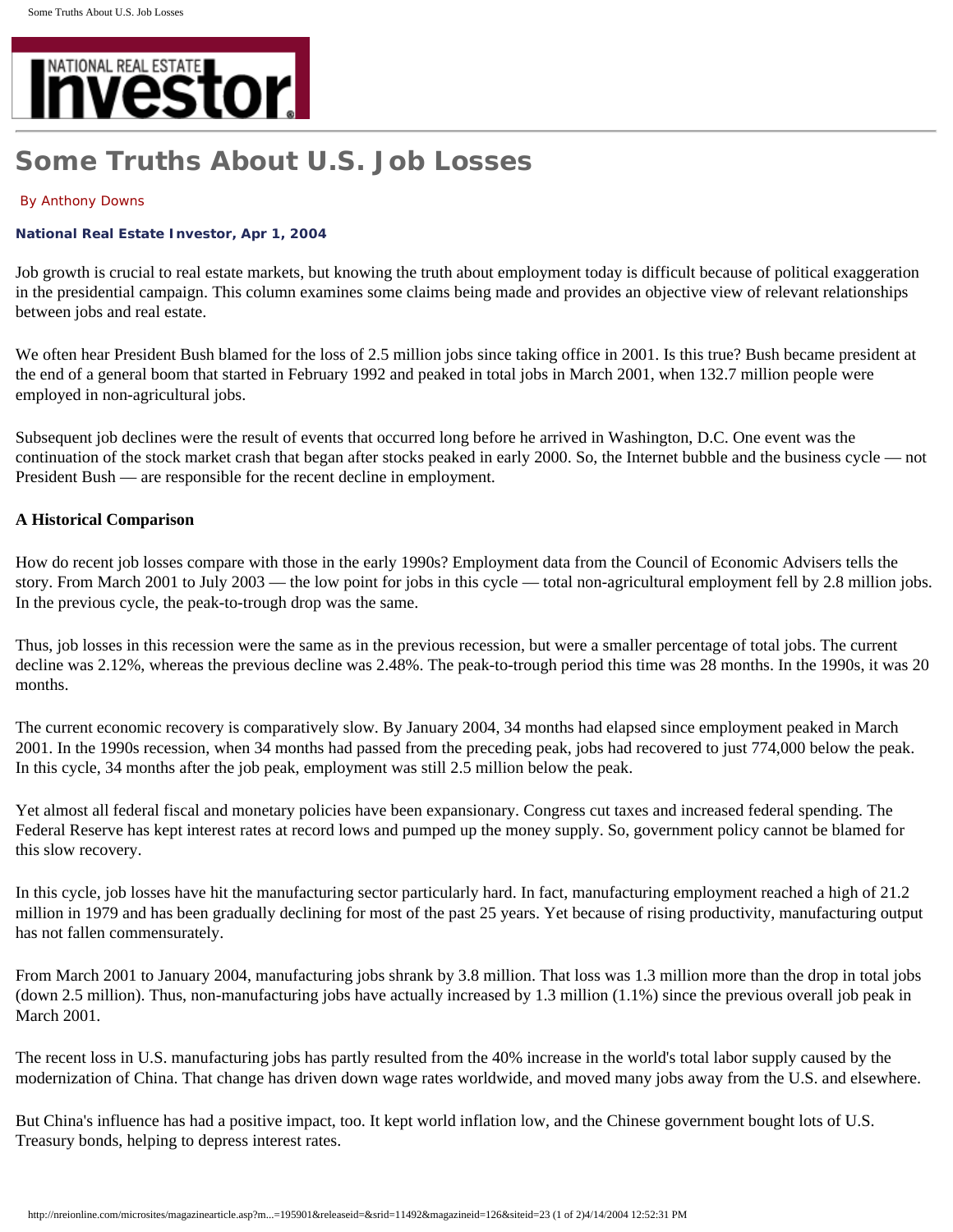# Some Truths About U.S. Job Losses

By Anthony Downs

**National Real Estate Investor, Apr 1, 2004**

Job growth is crucial to real estate markets, but knowing the truth about employment today is difficult because of political exaggeration in the presidential campaign. This column examines some claims being made and provides an objective view of relevant relationships between jobs and real estate.

We often hear President Bush blamed for the loss of 2.5 million jobs since taking office in 2001. Is this true? Bush became president at the end of a general boom that started in February 1992 and peaked in total jobs in March 2001, when 132.7 million people were employed in non-agricultural jobs.

Subsequent job declines were the result of events that occurred long before he arrived in Washington, D.C. One event was the continuation of the stock market crash that began after stocks peaked in early 2000. So, the Internet bubble and the business cycle — not President Bush — are responsible for the recent decline in employment.

**A Historical Comparison**

How do recent job losses compare with those in the early 1990s? Employment data from the Council of Economic Advisers tells the story. From March 2001 to July 2003 — the low point for jobs in this cycle — total non-agricultural employment fell by 2.8 million jobs. In the previous cycle, the peak-to-trough drop was the same.

Thus, job losses in this recession were the same as in the previous recession, but were a smaller percentage of total jobs. The current decline was 2.12%, whereas the previous decline was 2.48%. The peak-to-trough period this time was 28 months. In the 1990s, it was 20 months.

The current economic recovery is comparatively slow. By January 2004, 34 months had elapsed since employment peaked in March 2001. In the 1990s recession, when 34 months had passed from the preceding peak, jobs had recovered to just 774,000 below the peak. In this cycle, 34 months after the job peak, employment was still 2.5 million below the peak.

Yet almost all federal fiscal and monetary policies have been expansionary. Congress cut taxes and increased federal spending. The Federal Reserve has kept interest rates at record lows and pumped up the money supply. So, government policy cannot be blamed for this slow recovery.

In this cycle, job losses have hit the manufacturing sector particularly hard. In fact, manufacturing employment reached a high of 21.2 million in 1979 and has been gradually declining for most of the past 25 years. Yet because of rising productivity, manufacturing output has not fallen commensurately.

From March 2001 to January 2004, manufacturing jobs shrank by 3.8 million. That loss was 1.3 million more than the drop in total jobs (down 2.5 million). Thus, non-manufacturing jobs have actually increased by 1.3 million (1.1%) since the previous overall job peak in March 2001.

The recent loss in U.S. manufacturing jobs has partly resulted from the 40% increase in the world's total labor supply caused by the modernization of China. That change has driven down wage rates worldwide, and moved many jobs away from the U.S. and elsewhere.

But China's influence has had a positive impact, too. It kept world inflation low, and the Chinese government bought lots of U.S. Treasury bonds, helping to depress interest rates.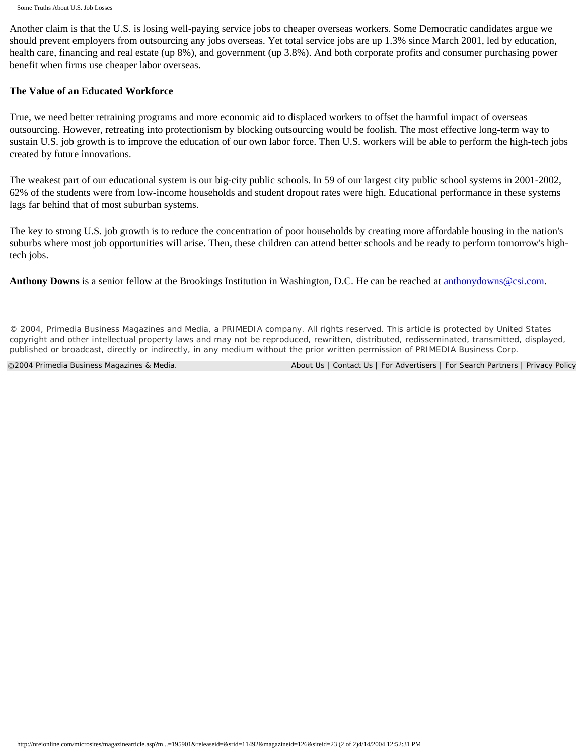Another claim is that the U.S. is losing well-paying service jobs to cheaper overseas workers. Some Democratic candidates argue we should prevent employers from outsourcing any jobs overseas. Yet total service jobs are up 1.3% since March 2001, led by education, health care, financing and real estate (up 8%), and government (up 3.8%). And both corporate profits and consumer purchasing power benefit when firms use cheaper labor overseas.

**The Value of an Educated Workforce**

True, we need better retraining programs and more economic aid to displaced workers to offset the harmful impact of overseas outsourcing. However, retreating into protectionism by blocking outsourcing would be foolish. The most effective long-term way to sustain U.S. job growth is to improve the education of our own labor force. Then U.S. workers will be able to perform the high-tech jobs created by future innovations.

The weakest part of our educational system is our big-city public schools. In 59 of our largest city public school systems in 2001-2002, 62% of the students were from low-income households and student dropout rates were high. Educational performance in these systems lags far behind that of most suburban systems.

The key to strong U.S. job growth is to reduce the concentration of poor households by creating more affordable housing in the nation's suburbs where most job opportunities will arise. Then, these children can attend better schools and be ready to perform tomorrow's high-tech jobs.

**Anthony Downs** is a senior fellow at the Brookings Institution in Washington, D.C. He can be reached at anthonydowns@csi.com.

© 2004, Primedia Business Magazines and Media, a PRIMEDIA company. All rights reserved. This article is protected by United States copyright and other intellectual property laws and may not be reproduced, rewritten, distributed, redisseminated, transmitted, displayed, published or broadcast, directly or indirectly, in any medium without the prior written permission of PRIMEDIA Business Corp.

©2004 Primedia Business Magazines & Media. About Us | Contact Us | For Advertisers | For Search Partners | Privacy Policy